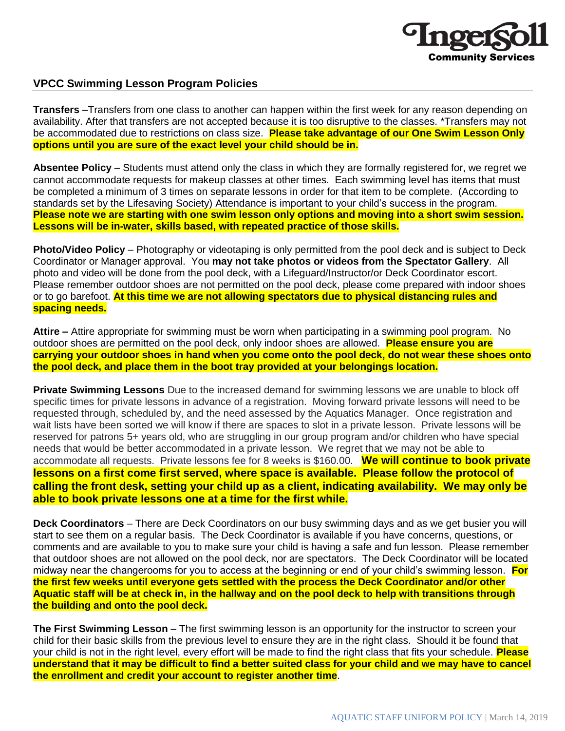Ingersoll Community Services

## VPCC Swimming Lesson Program Policies

**Transfers** –Transfers from one class to another can happen within the first week for any reason depending on availability. After that transfers are not accepted because it is too disruptive to the classes. *Transfers may not be accommodated due to restrictions on class size. **Please take advantage of our One Swim Lesson Only options until you are sure of the exact level your child should be in.**

**Absentee Policy** – Students must attend only the class in which they are formally registered for, we regret we cannot accommodate requests for makeup classes at other times. Each swimming level has items that must be completed a minimum of 3 times on separate lessons in order for that item to be complete. (According to standards set by the Lifesaving Society) Attendance is important to your child's success in the program. **Please note we are starting with one swim lesson only options and moving into a short swim session. Lessons will be in-water, skills based, with repeated practice of those skills.**

**Photo/Video Policy** – Photography or videotaping is only permitted from the pool deck and is subject to Deck Coordinator or Manager approval. You **may not take photos or videos from the Spectator Gallery**. All photo and video will be done from the pool deck, with a Lifeguard/Instructor/or Deck Coordinator escort. Please remember outdoor shoes are not permitted on the pool deck, please come prepared with indoor shoes or to go barefoot. **At this time we are not allowing spectators due to physical distancing rules and spacing needs.**

**Attire –** Attire appropriate for swimming must be worn when participating in a swimming pool program. No outdoor shoes are permitted on the pool deck, only indoor shoes are allowed. **Please ensure you are carrying your outdoor shoes in hand when you come onto the pool deck, do not wear these shoes onto the pool deck, and place them in the boot tray provided at your belongings location.**

**Private Swimming Lessons** Due to the increased demand for swimming lessons we are unable to block off specific times for private lessons in advance of a registration. Moving forward private lessons will need to be requested through, scheduled by, and the need assessed by the Aquatics Manager. Once registration and wait lists have been sorted we will know if there are spaces to slot in a private lesson. Private lessons will be reserved for patrons 5+ years old, who are struggling in our group program and/or children who have special needs that would be better accommodated in a private lesson. We regret that we may not be able to accommodate all requests. Private lessons fee for 8 weeks is $160.00. **We will continue to book private lessons on a first come first served, where space is available. Please follow the protocol of calling the front desk, setting your child up as a client, indicating availability. We may only be able to book private lessons one at a time for the first while.**

**Deck Coordinators** – There are Deck Coordinators on our busy swimming days and as we get busier you will start to see them on a regular basis. The Deck Coordinator is available if you have concerns, questions, or comments and are available to you to make sure your child is having a safe and fun lesson. Please remember that outdoor shoes are not allowed on the pool deck, nor are spectators. The Deck Coordinator will be located midway near the changerooms for you to access at the beginning or end of your child's swimming lesson. **For the first few weeks until everyone gets settled with the process the Deck Coordinator and/or other Aquatic staff will be at check in, in the hallway and on the pool deck to help with transitions through the building and onto the pool deck.**

**The First Swimming Lesson** – The first swimming lesson is an opportunity for the instructor to screen your child for their basic skills from the previous level to ensure they are in the right class. Should it be found that your child is not in the right level, every effort will be made to find the right class that fits your schedule. **Please understand that it may be difficult to find a better suited class for your child and we may have to cancel the enrollment and credit your account to register another time**.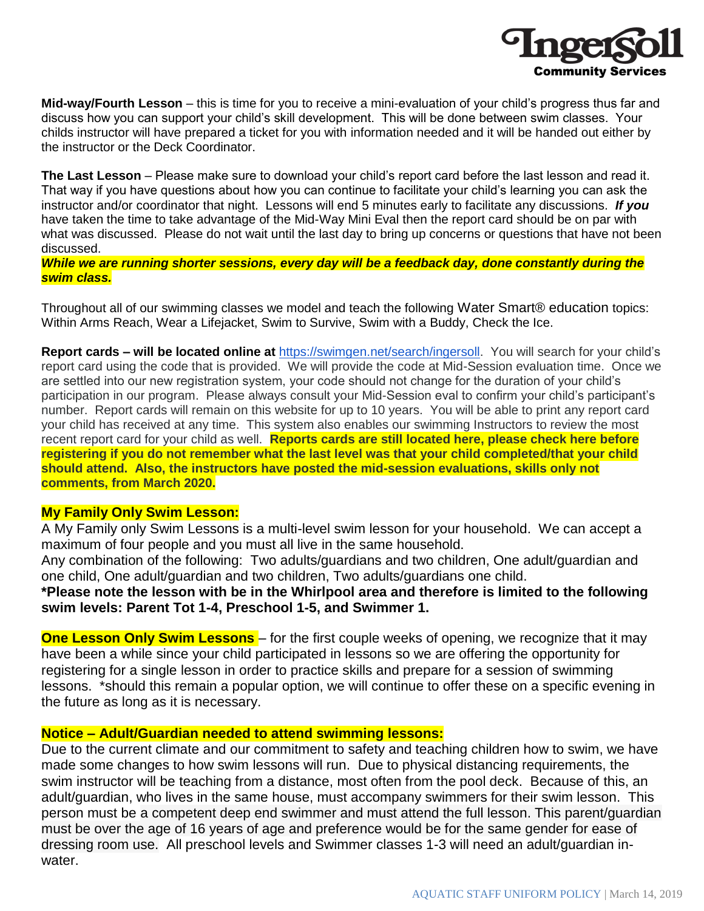**Mid-way/Fourth Lesson** – this is time for you to receive a mini-evaluation of your child's progress thus far and discuss how you can support your child's skill development. This will be done between swim classes. Your childs instructor will have prepared a ticket for you with information needed and it will be handed out either by the instructor or the Deck Coordinator.

**The Last Lesson** – Please make sure to download your child's report card before the last lesson and read it. That way if you have questions about how you can continue to facilitate your child's learning you can ask the instructor and/or coordinator that night. Lessons will end 5 minutes early to facilitate any discussions. ***If you*** have taken the time to take advantage of the Mid-Way Mini Eval then the report card should be on par with what was discussed. Please do not wait until the last day to bring up concerns or questions that have not been discussed.
***While we are running shorter sessions, every day will be a feedback day, done constantly during the swim class.***

Throughout all of our swimming classes we model and teach the following Water Smart® education topics: Within Arms Reach, Wear a Lifejacket, Swim to Survive, Swim with a Buddy, Check the Ice.

**Report cards – will be located online at** https://swimgen.net/search/ingersoll. You will search for your child's report card using the code that is provided. We will provide the code at Mid-Session evaluation time. Once we are settled into our new registration system, your code should not change for the duration of your child's participation in our program. Please always consult your Mid-Session eval to confirm your child's participant's number. Report cards will remain on this website for up to 10 years. You will be able to print any report card your child has received at any time. This system also enables our swimming Instructors to review the most recent report card for your child as well. **Reports cards are still located here, please check here before registering if you do not remember what the last level was that your child completed/that your child should attend. Also, the instructors have posted the mid-session evaluations, skills only not comments, from March 2020.**

**My Family Only Swim Lesson:**

A My Family only Swim Lessons is a multi-level swim lesson for your household. We can accept a maximum of four people and you must all live in the same household.
Any combination of the following: Two adults/guardians and two children, One adult/guardian and one child, One adult/guardian and two children, Two adults/guardians one child.
**\*Please note the lesson with be in the Whirlpool area and therefore is limited to the following swim levels: Parent Tot 1-4, Preschool 1-5, and Swimmer 1.**

**One Lesson Only Swim Lessons** – for the first couple weeks of opening, we recognize that it may have been a while since your child participated in lessons so we are offering the opportunity for registering for a single lesson in order to practice skills and prepare for a session of swimming lessons. \*should this remain a popular option, we will continue to offer these on a specific evening in the future as long as it is necessary.

**Notice – Adult/Guardian needed to attend swimming lessons:**

Due to the current climate and our commitment to safety and teaching children how to swim, we have made some changes to how swim lessons will run. Due to physical distancing requirements, the swim instructor will be teaching from a distance, most often from the pool deck. Because of this, an adult/guardian, who lives in the same house, must accompany swimmers for their swim lesson. This person must be a competent deep end swimmer and must attend the full lesson. This parent/guardian must be over the age of 16 years of age and preference would be for the same gender for ease of dressing room use. All preschool levels and Swimmer classes 1-3 will need an adult/guardian in-water.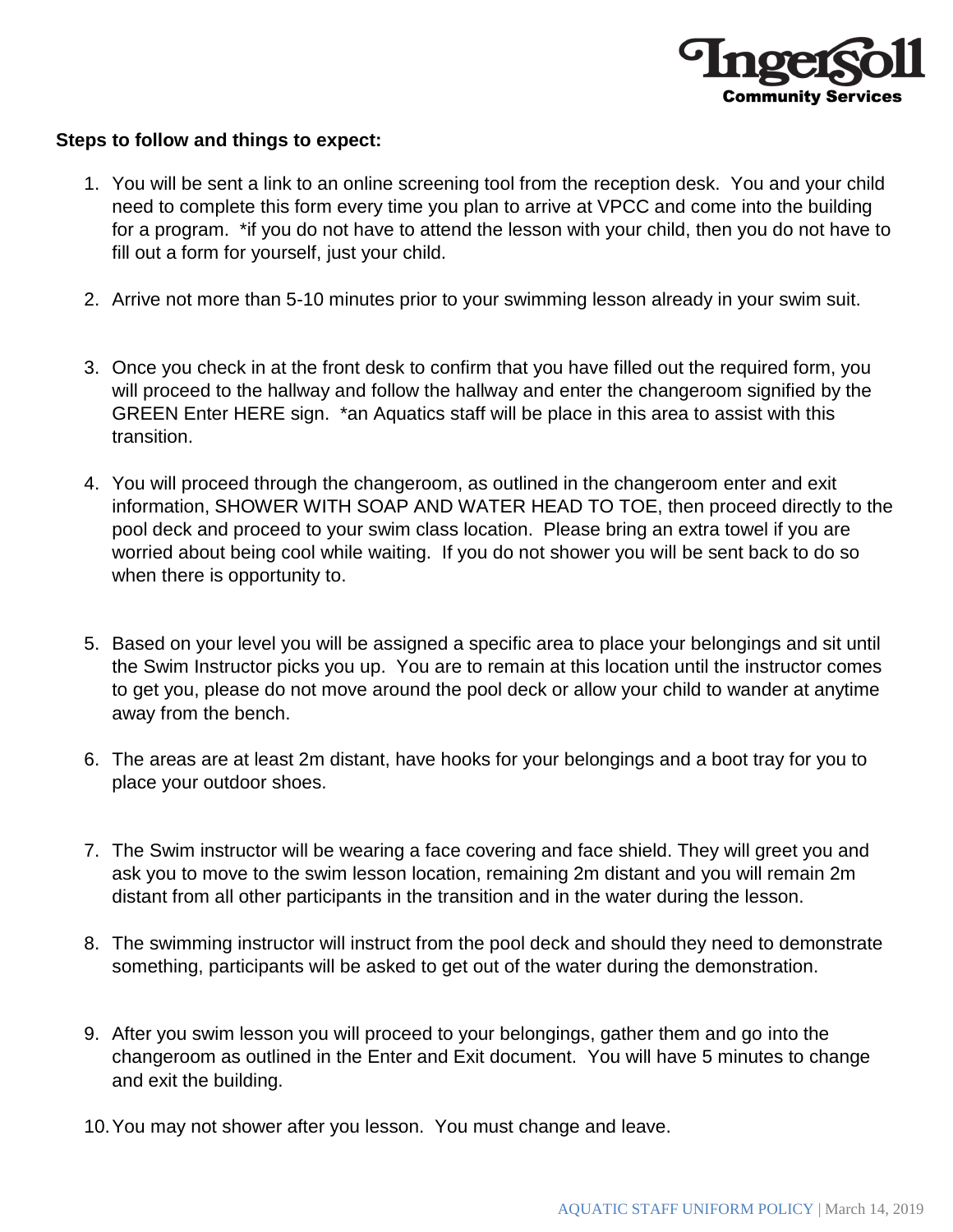**Steps to follow and things to expect:**

1. You will be sent a link to an online screening tool from the reception desk. You and your child need to complete this form every time you plan to arrive at VPCC and come into the building for a program. *if you do not have to attend the lesson with your child, then you do not have to fill out a form for yourself, just your child.

2. Arrive not more than 5-10 minutes prior to your swimming lesson already in your swim suit.

3. Once you check in at the front desk to confirm that you have filled out the required form, you will proceed to the hallway and follow the hallway and enter the changeroom signified by the GREEN Enter HERE sign. *an Aquatics staff will be place in this area to assist with this transition.

4. You will proceed through the changeroom, as outlined in the changeroom enter and exit information, SHOWER WITH SOAP AND WATER HEAD TO TOE, then proceed directly to the pool deck and proceed to your swim class location. Please bring an extra towel if you are worried about being cool while waiting. If you do not shower you will be sent back to do so when there is opportunity to.

5. Based on your level you will be assigned a specific area to place your belongings and sit until the Swim Instructor picks you up. You are to remain at this location until the instructor comes to get you, please do not move around the pool deck or allow your child to wander at anytime away from the bench.

6. The areas are at least 2m distant, have hooks for your belongings and a boot tray for you to place your outdoor shoes.

7. The Swim instructor will be wearing a face covering and face shield. They will greet you and ask you to move to the swim lesson location, remaining 2m distant and you will remain 2m distant from all other participants in the transition and in the water during the lesson.

8. The swimming instructor will instruct from the pool deck and should they need to demonstrate something, participants will be asked to get out of the water during the demonstration.

9. After you swim lesson you will proceed to your belongings, gather them and go into the changeroom as outlined in the Enter and Exit document. You will have 5 minutes to change and exit the building.

10. You may not shower after you lesson. You must change and leave.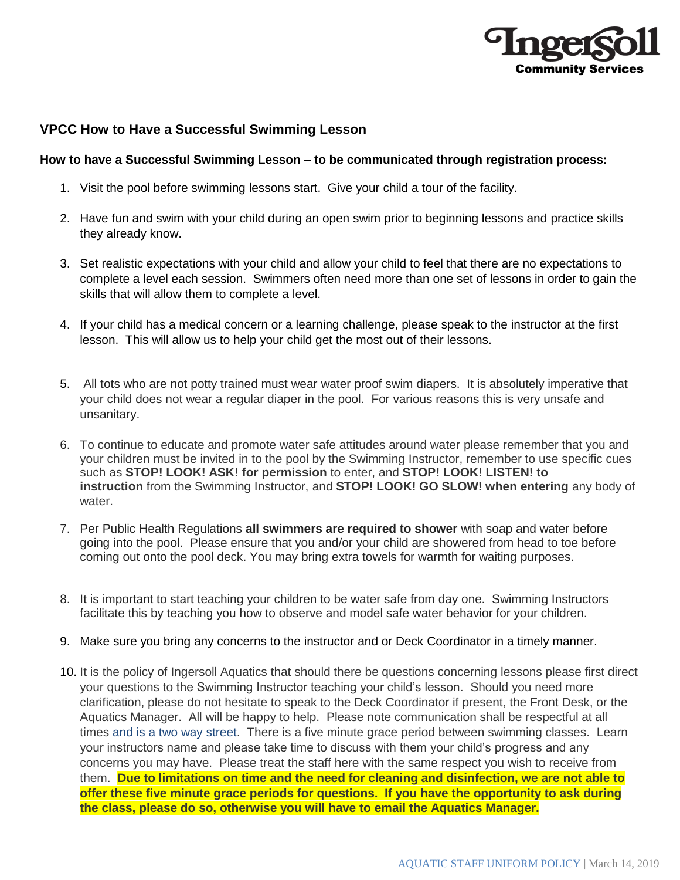## VPCC How to Have a Successful Swimming Lesson

**How to have a Successful Swimming Lesson – to be communicated through registration process:**

1. Visit the pool before swimming lessons start. Give your child a tour of the facility.
2. Have fun and swim with your child during an open swim prior to beginning lessons and practice skills they already know.
3. Set realistic expectations with your child and allow your child to feel that there are no expectations to complete a level each session. Swimmers often need more than one set of lessons in order to gain the skills that will allow them to complete a level.
4. If your child has a medical concern or a learning challenge, please speak to the instructor at the first lesson. This will allow us to help your child get the most out of their lessons.
5. All tots who are not potty trained must wear water proof swim diapers. It is absolutely imperative that your child does not wear a regular diaper in the pool. For various reasons this is very unsafe and unsanitary.
6. To continue to educate and promote water safe attitudes around water please remember that you and your children must be invited in to the pool by the Swimming Instructor, remember to use specific cues such as **STOP! LOOK! ASK! for permission** to enter, and **STOP! LOOK! LISTEN! to instruction** from the Swimming Instructor, and **STOP! LOOK! GO SLOW! when entering** any body of water.
7. Per Public Health Regulations **all swimmers are required to shower** with soap and water before going into the pool. Please ensure that you and/or your child are showered from head to toe before coming out onto the pool deck. You may bring extra towels for warmth for waiting purposes.
8. It is important to start teaching your children to be water safe from day one. Swimming Instructors facilitate this by teaching you how to observe and model safe water behavior for your children.
9. Make sure you bring any concerns to the instructor and or Deck Coordinator in a timely manner.
10. It is the policy of Ingersoll Aquatics that should there be questions concerning lessons please first direct your questions to the Swimming Instructor teaching your child's lesson. Should you need more clarification, please do not hesitate to speak to the Deck Coordinator if present, the Front Desk, or the Aquatics Manager. All will be happy to help. Please note communication shall be respectful at all times and is a two way street. There is a five minute grace period between swimming classes. Learn your instructors name and please take time to discuss with them your child's progress and any concerns you may have. Please treat the staff here with the same respect you wish to receive from them. **Due to limitations on time and the need for cleaning and disinfection, we are not able to offer these five minute grace periods for questions. If you have the opportunity to ask during the class, please do so, otherwise you will have to email the Aquatics Manager.**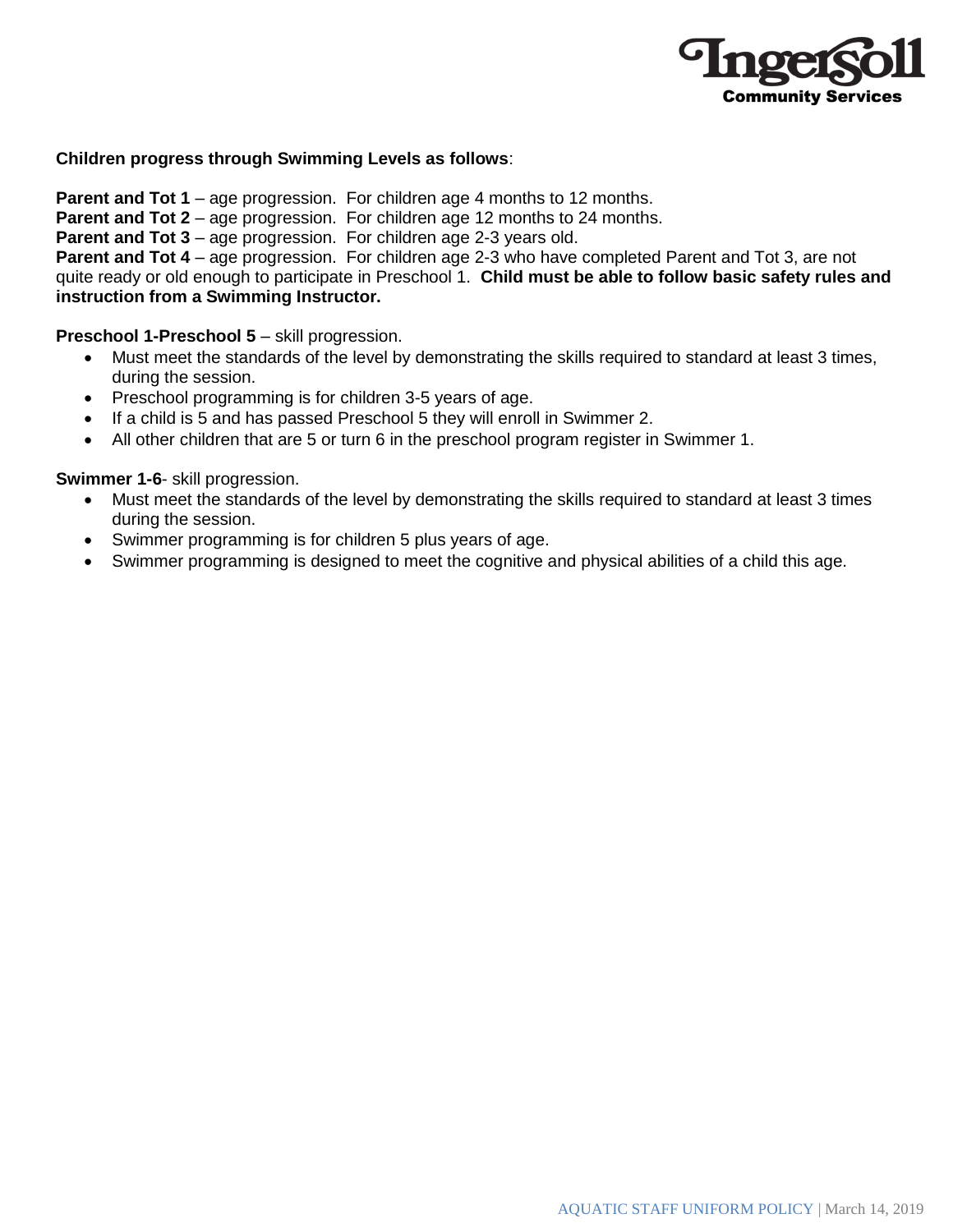**Children progress through Swimming Levels as follows**:

**Parent and Tot 1** – age progression. For children age 4 months to 12 months.
**Parent and Tot 2** – age progression. For children age 12 months to 24 months.
**Parent and Tot 3** – age progression. For children age 2-3 years old.
**Parent and Tot 4** – age progression. For children age 2-3 who have completed Parent and Tot 3, are not quite ready or old enough to participate in Preschool 1. **Child must be able to follow basic safety rules and instruction from a Swimming Instructor.**

**Preschool 1-Preschool 5** – skill progression.

- Must meet the standards of the level by demonstrating the skills required to standard at least 3 times, during the session.
- Preschool programming is for children 3-5 years of age.
- If a child is 5 and has passed Preschool 5 they will enroll in Swimmer 2.
- All other children that are 5 or turn 6 in the preschool program register in Swimmer 1.

**Swimmer 1-6**- skill progression.

- Must meet the standards of the level by demonstrating the skills required to standard at least 3 times during the session.
- Swimmer programming is for children 5 plus years of age.
- Swimmer programming is designed to meet the cognitive and physical abilities of a child this age.